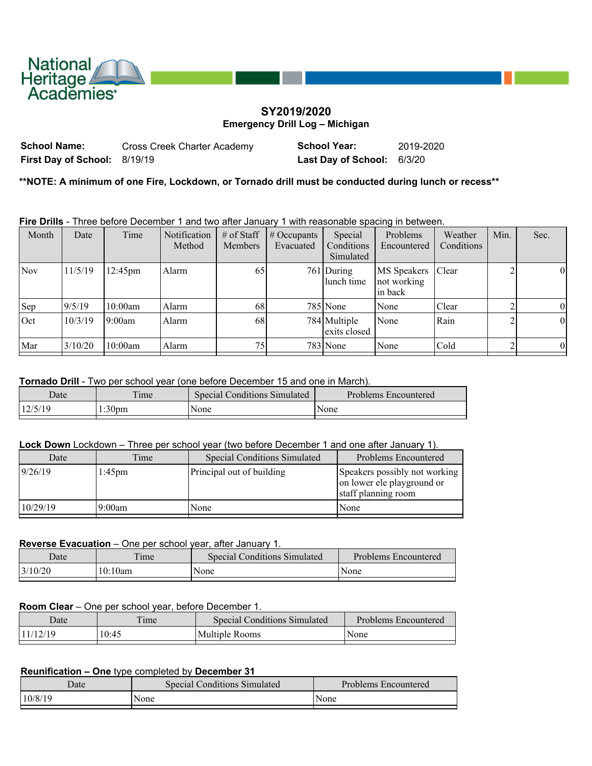National Heritage Academies

# SY2019/2020
## Emergency Drill Log – Michigan

**School Name:** Cross Creek Charter Academy **School Year:** 2019-2020
**First Day of School:** 8/19/19 **Last Day of School:** 6/3/20

**\*\*NOTE: A minimum of one Fire, Lockdown, or Tornado drill must be conducted during lunch or recess\*\***

**Fire Drills** - Three before December 1 and two after January 1 with reasonable spacing in between.

| Month | Date | Time | Notification Method | # of Staff Members | # Occupants Evacuated | Special Conditions Simulated | Problems Encountered | Weather Conditions | Min. | Sec. |
|---|---|---|---|---|---|---|---|---|---|---|
| Nov | 11/5/19 | 12:45pm | Alarm | 65 | 761 | During lunch time | MS Speakers not working in back | Clear | 2 | 0 |
| Sep | 9/5/19 | 10:00am | Alarm | 68 | 785 | None | None | Clear | 2 | 0 |
| Oct | 10/3/19 | 9:00am | Alarm | 68 | 784 | Multiple exits closed | None | Rain | 2 | 0 |
| Mar | 3/10/20 | 10:00am | Alarm | 75 | 783 | None | None | Cold | 2 | 0 |

**Tornado Drill** - Two per school year (one before December 15 and one in March).

| Date | Time | Special Conditions Simulated | Problems Encountered |
|---|---|---|---|
| 12/5/19 | 1:30pm | None | None |

**Lock Down** Lockdown – Three per school year (two before December 1 and one after January 1).

| Date | Time | Special Conditions Simulated | Problems Encountered |
|---|---|---|---|
| 9/26/19 | 1:45pm | Principal out of building | Speakers possibly not working on lower ele playground or staff planning room |
| 10/29/19 | 9:00am | None | None |

**Reverse Evacuation** – One per school year, after January 1.

| Date | Time | Special Conditions Simulated | Problems Encountered |
|---|---|---|---|
| 3/10/20 | 10:10am | None | None |

**Room Clear** – One per school year, before December 1.

| Date | Time | Special Conditions Simulated | Problems Encountered |
|---|---|---|---|
| 11/12/19 | 10:45 | Multiple Rooms | None |

**Reunification – One** type completed by **December 31**

| Date | Special Conditions Simulated | Problems Encountered |
|---|---|---|
| 10/8/19 | None | None |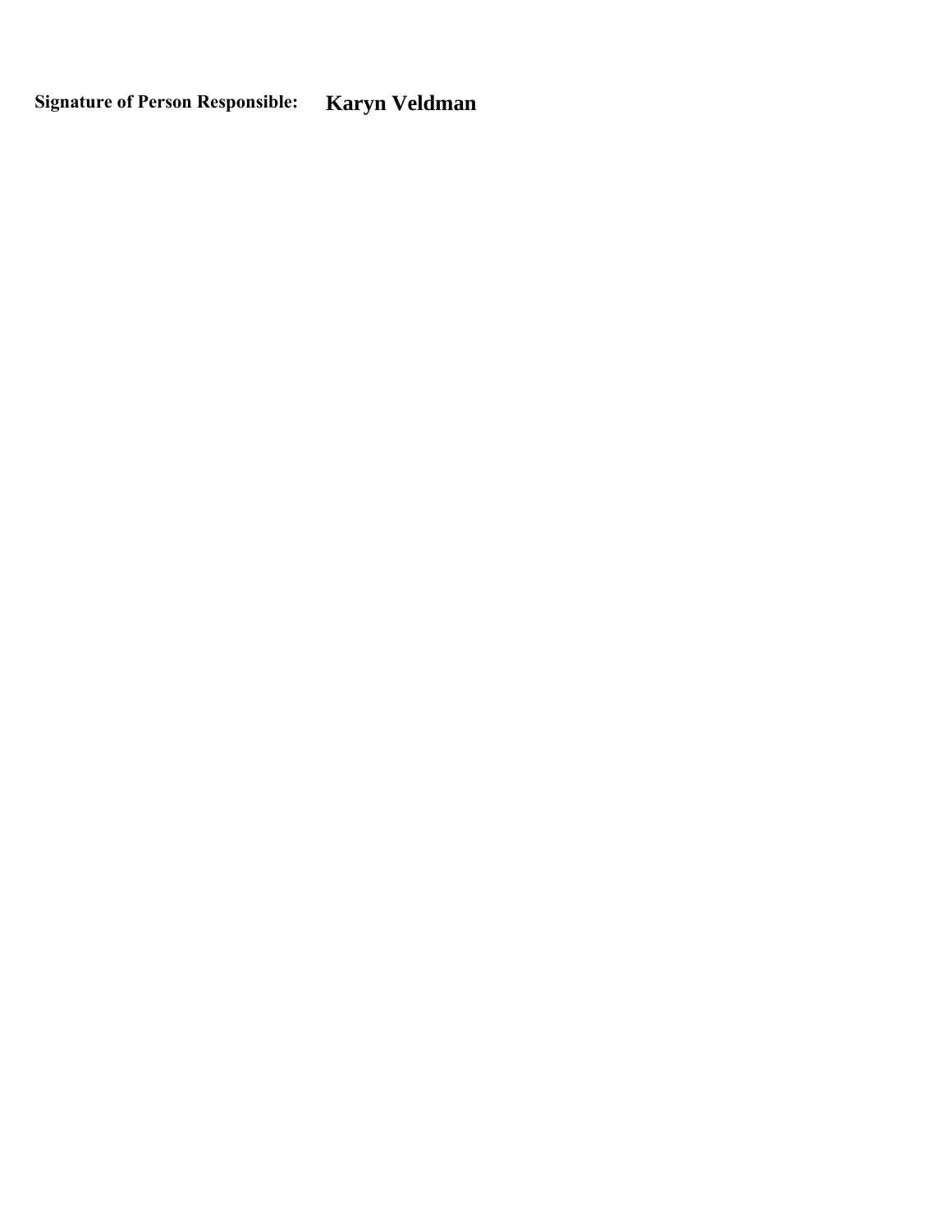**Signature of Person Responsible:** **Karyn Veldman**